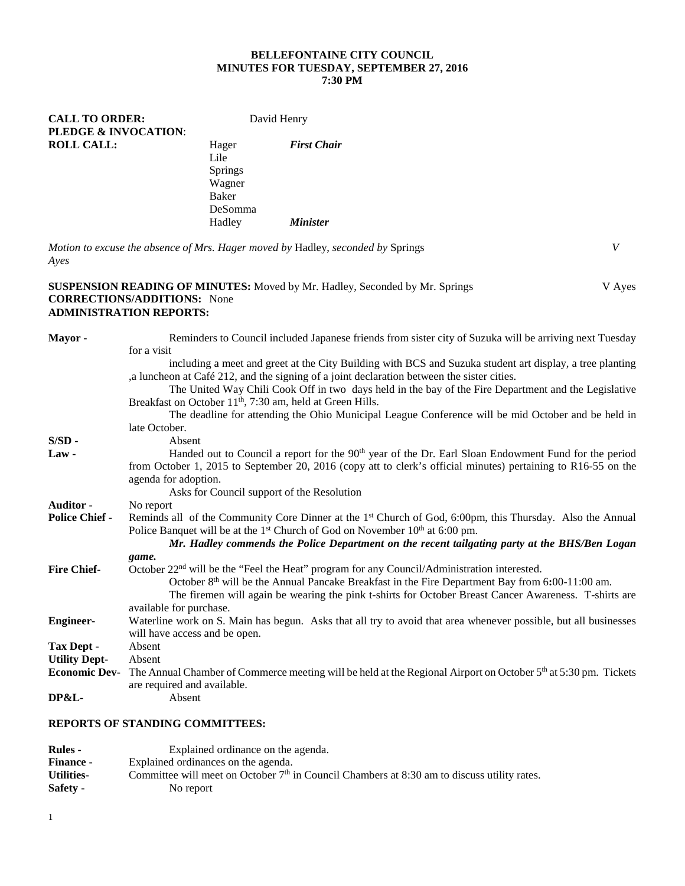**BELLEFONTAINE CITY COUNCIL**
**MINUTES FOR TUESDAY, SEPTEMBER 27, 2016**
**7:30 PM**

**CALL TO ORDER:** David Henry
**PLEDGE & INVOCATION**:
**ROLL CALL:**

| | |
|---|---|
| Hager | ***First Chair*** |
| Lile | |
| Springs | |
| Wagner | |
| Baker | |
| DeSomma | |
| Hadley | ***Minister*** |

*Motion to excuse the absence of Mrs. Hager moved by* Hadley, *seconded by* Springs *V Ayes*

**SUSPENSION READING OF MINUTES:** Moved by Mr. Hadley, Seconded by Mr. Springs V Ayes
**CORRECTIONS/ADDITIONS:** None
**ADMINISTRATION REPORTS:**

**Mayor -** Reminders to Council included Japanese friends from sister city of Suzuka will be arriving next Tuesday for a visit
including a meet and greet at the City Building with BCS and Suzuka student art display, a tree planting ,a luncheon at Café 212, and the signing of a joint declaration between the sister cities.
The United Way Chili Cook Off in two days held in the bay of the Fire Department and the Legislative Breakfast on October 11th, 7:30 am, held at Green Hills.
The deadline for attending the Ohio Municipal League Conference will be mid October and be held in late October.

**S/SD -** Absent

**Law -** Handed out to Council a report for the 90th year of the Dr. Earl Sloan Endowment Fund for the period from October 1, 2015 to September 20, 2016 (copy att to clerk's official minutes) pertaining to R16-55 on the agenda for adoption.
Asks for Council support of the Resolution

**Auditor -** No report

**Police Chief -** Reminds all of the Community Core Dinner at the 1st Church of God, 6:00pm, this Thursday. Also the Annual Police Banquet will be at the 1st Church of God on November 10th at 6:00 pm.
***Mr. Hadley commends the Police Department on the recent tailgating party at the BHS/Ben Logan game.***

**Fire Chief-** October 22nd will be the "Feel the Heat" program for any Council/Administration interested.
October 8th will be the Annual Pancake Breakfast in the Fire Department Bay from 6:00-11:00 am.
The firemen will again be wearing the pink t-shirts for October Breast Cancer Awareness. T-shirts are available for purchase.

**Engineer-** Waterline work on S. Main has begun. Asks that all try to avoid that area whenever possible, but all businesses will have access and be open.

**Tax Dept -** Absent

**Utility Dept-** Absent

**Economic Dev-** The Annual Chamber of Commerce meeting will be held at the Regional Airport on October 5th at 5:30 pm. Tickets are required and available.

**DP&L-** Absent

**REPORTS OF STANDING COMMITTEES:**

**Rules -** Explained ordinance on the agenda.

**Finance -** Explained ordinances on the agenda.

**Utilities-** Committee will meet on October 7th in Council Chambers at 8:30 am to discuss utility rates.

**Safety -** No report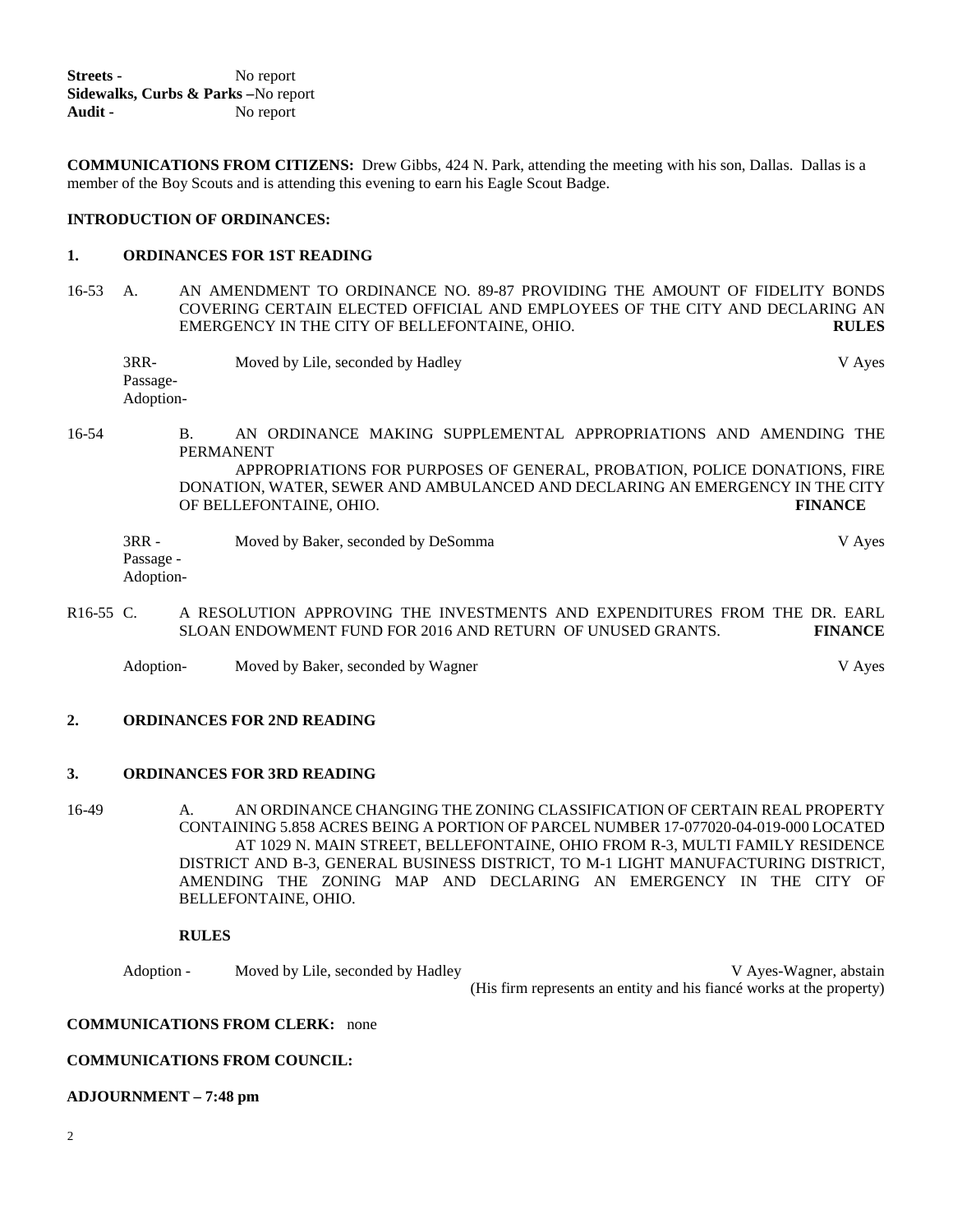**Streets -** No report
**Sidewalks, Curbs & Parks –**No report
**Audit** - No report

**COMMUNICATIONS FROM CITIZENS:** Drew Gibbs, 424 N. Park, attending the meeting with his son, Dallas. Dallas is a member of the Boy Scouts and is attending this evening to earn his Eagle Scout Badge.

**INTRODUCTION OF ORDINANCES:**

**1. ORDINANCES FOR 1ST READING**

16-53 A. AN AMENDMENT TO ORDINANCE NO. 89-87 PROVIDING THE AMOUNT OF FIDELITY BONDS COVERING CERTAIN ELECTED OFFICIAL AND EMPLOYEES OF THE CITY AND DECLARING AN EMERGENCY IN THE CITY OF BELLEFONTAINE, OHIO. **RULES**

3RR- Moved by Lile, seconded by Hadley V Ayes
Passage-
Adoption-

16-54 B. AN ORDINANCE MAKING SUPPLEMENTAL APPROPRIATIONS AND AMENDING THE PERMANENT APPROPRIATIONS FOR PURPOSES OF GENERAL, PROBATION, POLICE DONATIONS, FIRE DONATION, WATER, SEWER AND AMBULANCED AND DECLARING AN EMERGENCY IN THE CITY OF BELLEFONTAINE, OHIO. **FINANCE**

3RR - Moved by Baker, seconded by DeSomma V Ayes
Passage -
Adoption-

R16-55 C. A RESOLUTION APPROVING THE INVESTMENTS AND EXPENDITURES FROM THE DR. EARL SLOAN ENDOWMENT FUND FOR 2016 AND RETURN OF UNUSED GRANTS. **FINANCE**

Adoption- Moved by Baker, seconded by Wagner V Ayes

**2. ORDINANCES FOR 2ND READING**

**3. ORDINANCES FOR 3RD READING**

16-49 A. AN ORDINANCE CHANGING THE ZONING CLASSIFICATION OF CERTAIN REAL PROPERTY CONTAINING 5.858 ACRES BEING A PORTION OF PARCEL NUMBER 17-077020-04-019-000 LOCATED AT 1029 N. MAIN STREET, BELLEFONTAINE, OHIO FROM R-3, MULTI FAMILY RESIDENCE DISTRICT AND B-3, GENERAL BUSINESS DISTRICT, TO M-1 LIGHT MANUFACTURING DISTRICT, AMENDING THE ZONING MAP AND DECLARING AN EMERGENCY IN THE CITY OF BELLEFONTAINE, OHIO.

**RULES**

Adoption - Moved by Lile, seconded by Hadley V Ayes-Wagner, abstain
(His firm represents an entity and his fiancé works at the property)

**COMMUNICATIONS FROM CLERK:** none

**COMMUNICATIONS FROM COUNCIL:**

**ADJOURNMENT – 7:48 pm**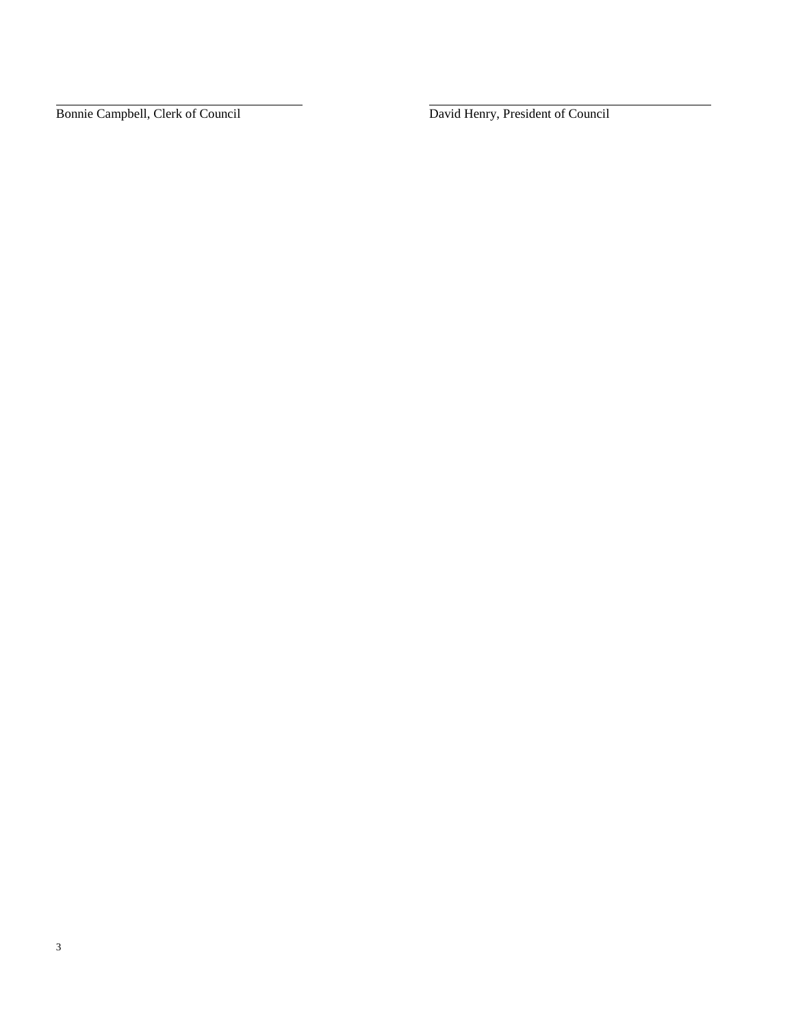\_\_\_\_\_\_\_\_\_\_\_\_\_\_\_\_\_\_\_\_\_\_\_\_\_\_\_\_\_\_\_\_\_\_\_\_
Bonnie Campbell, Clerk of Council

\_\_\_\_\_\_\_\_\_\_\_\_\_\_\_\_\_\_\_\_\_\_\_\_\_\_\_\_\_\_\_\_\_\_\_\_\_\_\_\_
David Henry, President of Council